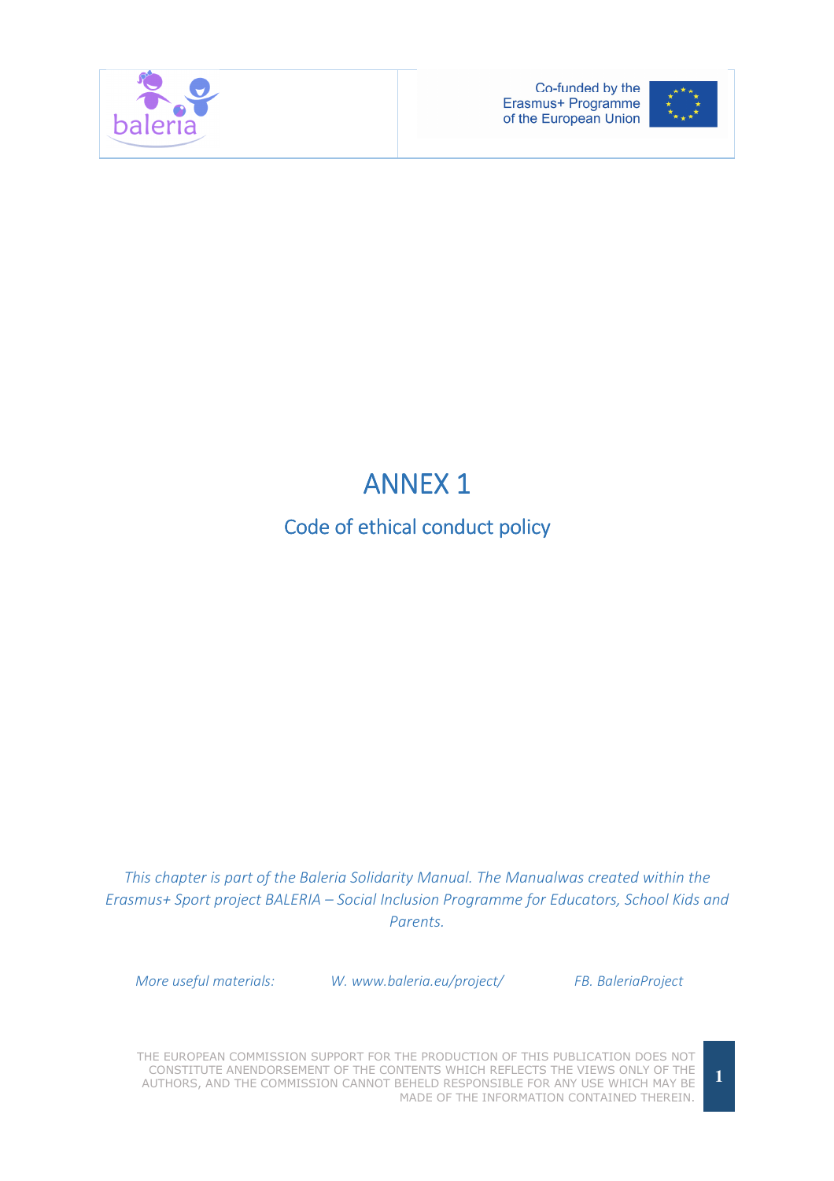# ANNEX 1

## Code of ethical conduct policy

*This chapter is part of the Baleria Solidarity Manual. The Manualwas created within the Erasmus+ Sport project BALERIA – Social Inclusion Programme for Educators, School Kids and Parents.*

*More useful materials:* *W. www.baleria.eu/project/* *FB. BaleriaProject*

THE EUROPEAN COMMISSION SUPPORT FOR THE PRODUCTION OF THIS PUBLICATION DOES NOT CONSTITUTE ANENDORSEMENT OF THE CONTENTS WHICH REFLECTS THE VIEWS ONLY OF THE AUTHORS, AND THE COMMISSION CANNOT BEHELD RESPONSIBLE FOR ANY USE WHICH MAY BE MADE OF THE INFORMATION CONTAINED THEREIN.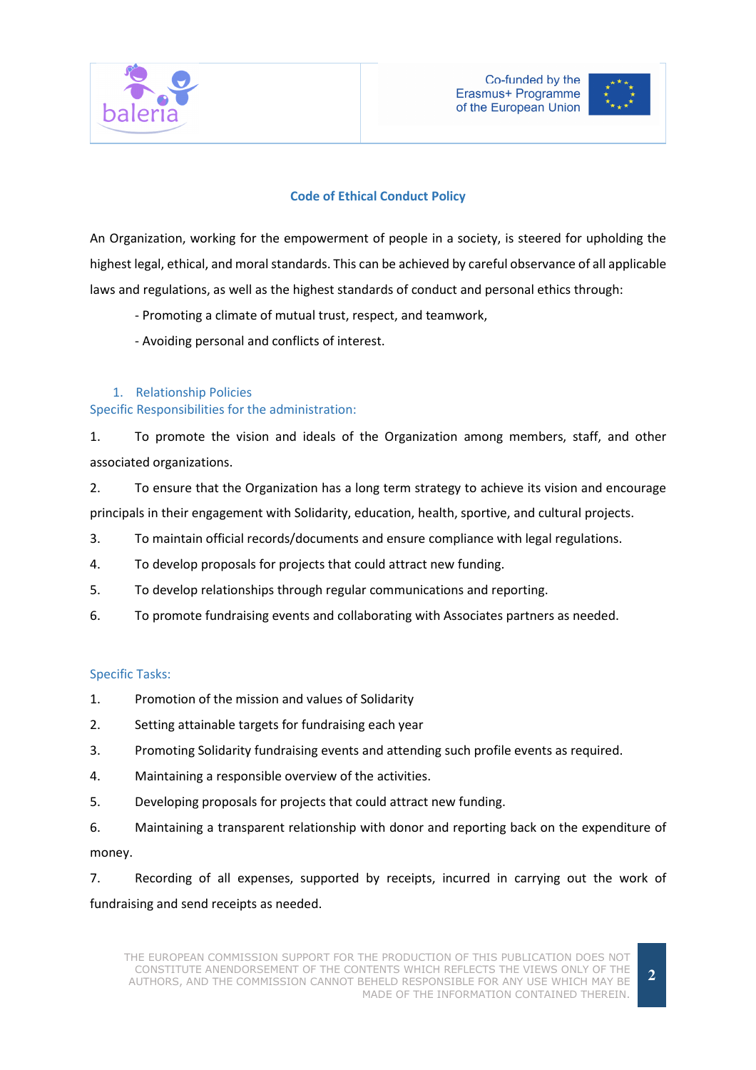## Code of Ethical Conduct Policy

An Organization, working for the empowerment of people in a society, is steered for upholding the highest legal, ethical, and moral standards. This can be achieved by careful observance of all applicable laws and regulations, as well as the highest standards of conduct and personal ethics through:

- Promoting a climate of mutual trust, respect, and teamwork,
- Avoiding personal and conflicts of interest.

### 1. Relationship Policies

#### Specific Responsibilities for the administration:

1. To promote the vision and ideals of the Organization among members, staff, and other associated organizations.
2. To ensure that the Organization has a long term strategy to achieve its vision and encourage principals in their engagement with Solidarity, education, health, sportive, and cultural projects.
3. To maintain official records/documents and ensure compliance with legal regulations.
4. To develop proposals for projects that could attract new funding.
5. To develop relationships through regular communications and reporting.
6. To promote fundraising events and collaborating with Associates partners as needed.

#### Specific Tasks:

1. Promotion of the mission and values of Solidarity
2. Setting attainable targets for fundraising each year
3. Promoting Solidarity fundraising events and attending such profile events as required.
4. Maintaining a responsible overview of the activities.
5. Developing proposals for projects that could attract new funding.
6. Maintaining a transparent relationship with donor and reporting back on the expenditure of money.
7. Recording of all expenses, supported by receipts, incurred in carrying out the work of fundraising and send receipts as needed.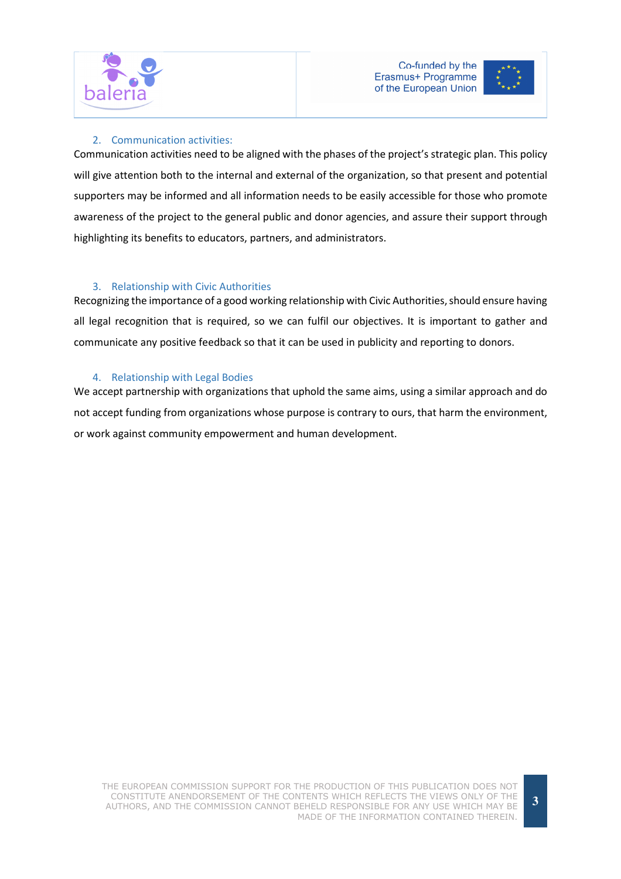## 2. Communication activities:

Communication activities need to be aligned with the phases of the project's strategic plan. This policy will give attention both to the internal and external of the organization, so that present and potential supporters may be informed and all information needs to be easily accessible for those who promote awareness of the project to the general public and donor agencies, and assure their support through highlighting its benefits to educators, partners, and administrators.

## 3. Relationship with Civic Authorities

Recognizing the importance of a good working relationship with Civic Authorities, should ensure having all legal recognition that is required, so we can fulfil our objectives. It is important to gather and communicate any positive feedback so that it can be used in publicity and reporting to donors.

## 4. Relationship with Legal Bodies

We accept partnership with organizations that uphold the same aims, using a similar approach and do not accept funding from organizations whose purpose is contrary to ours, that harm the environment, or work against community empowerment and human development.